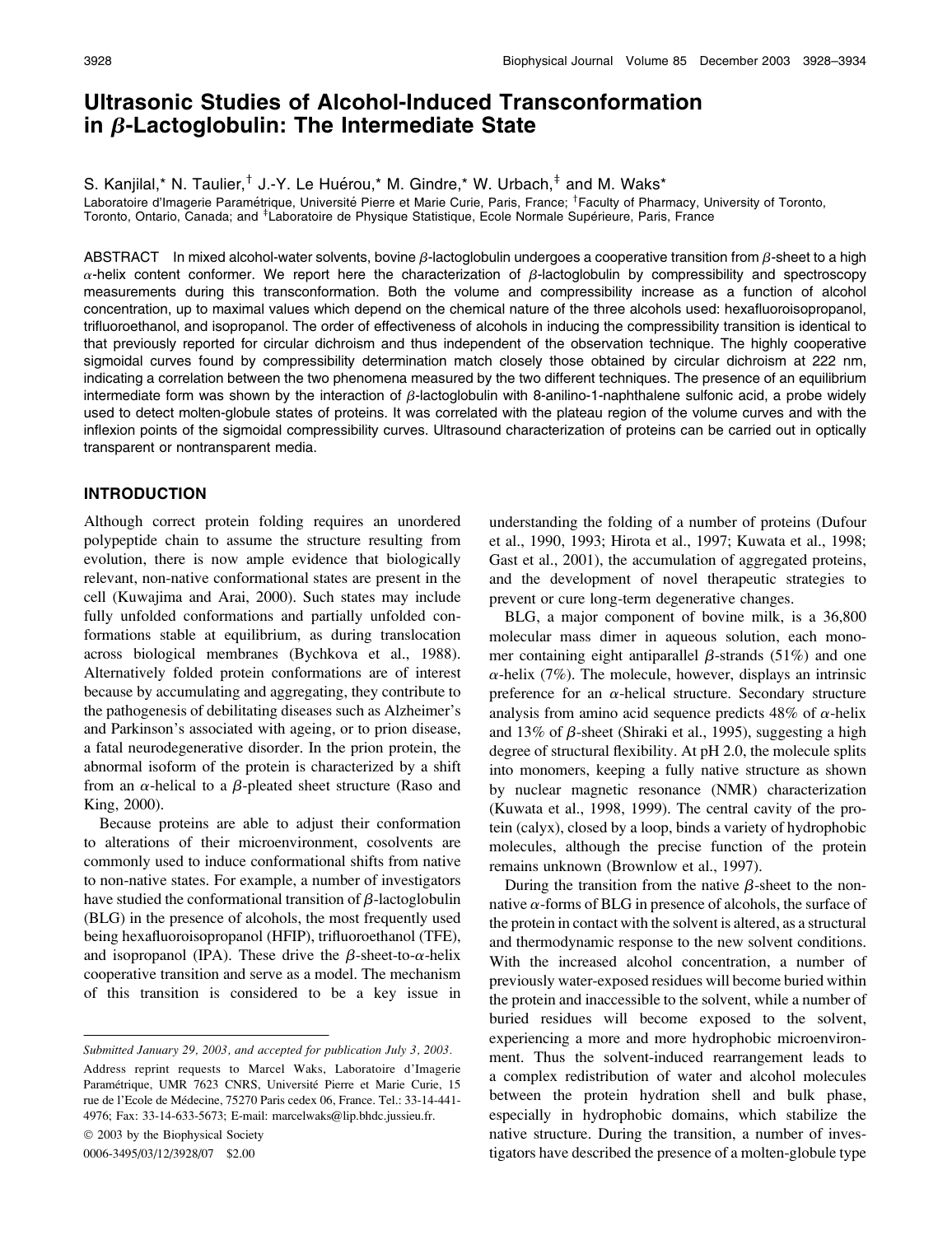# Ultrasonic Studies of Alcohol-Induced Transconformation in $\beta$-Lactoglobulin: The Intermediate State

S. Kanjilal,* N. Taulier,[†] J.-Y. Le Huérou,* M. Gindre,* W. Urbach,[‡] and M. Waks*

Laboratoire d'Imagerie Paramétrique, Université Pierre et Marie Curie, Paris, France; [†]Faculty of Pharmacy, University of Toronto, Toronto, Ontario, Canada; and [‡]Laboratoire de Physique Statistique, Ecole Normale Supérieure, Paris, France

ABSTRACT In mixed alcohol-water solvents, bovine $\beta$-lactoglobulin undergoes a cooperative transition from $\beta$-sheet to a high $\alpha$-helix content conformer. We report here the characterization of $\beta$-lactoglobulin by compressibility and spectroscopy measurements during this transconformation. Both the volume and compressibility increase as a function of alcohol concentration, up to maximal values which depend on the chemical nature of the three alcohols used: hexafluoroisopropanol, trifluoroethanol, and isopropanol. The order of effectiveness of alcohols in inducing the compressibility transition is identical to that previously reported for circular dichroism and thus independent of the observation technique. The highly cooperative sigmoidal curves found by compressibility determination match closely those obtained by circular dichroism at 222 nm, indicating a correlation between the two phenomena measured by the two different techniques. The presence of an equilibrium intermediate form was shown by the interaction of $\beta$-lactoglobulin with 8-anilino-1-naphthalene sulfonic acid, a probe widely used to detect molten-globule states of proteins. It was correlated with the plateau region of the volume curves and with the inflexion points of the sigmoidal compressibility curves. Ultrasound characterization of proteins can be carried out in optically transparent or nontransparent media.

## INTRODUCTION

Although correct protein folding requires an unordered polypeptide chain to assume the structure resulting from evolution, there is now ample evidence that biologically relevant, non-native conformational states are present in the cell (Kuwajima and Arai, 2000). Such states may include fully unfolded conformations and partially unfolded conformations stable at equilibrium, as during translocation across biological membranes (Bychkova et al., 1988). Alternatively folded protein conformations are of interest because by accumulating and aggregating, they contribute to the pathogenesis of debilitating diseases such as Alzheimer's and Parkinson's associated with ageing, or to prion disease, a fatal neurodegenerative disorder. In the prion protein, the abnormal isoform of the protein is characterized by a shift from an $\alpha$-helical to a $\beta$-pleated sheet structure (Raso and King, 2000).

Because proteins are able to adjust their conformation to alterations of their microenvironment, cosolvents are commonly used to induce conformational shifts from native to non-native states. For example, a number of investigators have studied the conformational transition of $\beta$-lactoglobulin (BLG) in the presence of alcohols, the most frequently used being hexafluoroisopropanol (HFIP), trifluoroethanol (TFE), and isopropanol (IPA). These drive the $\beta$-sheet-to-$\alpha$-helix cooperative transition and serve as a model. The mechanism of this transition is considered to be a key issue in understanding the folding of a number of proteins (Dufour et al., 1990, 1993; Hirota et al., 1997; Kuwata et al., 1998; Gast et al., 2001), the accumulation of aggregated proteins, and the development of novel therapeutic strategies to prevent or cure long-term degenerative changes.

BLG, a major component of bovine milk, is a 36,800 molecular mass dimer in aqueous solution, each monomer containing eight antiparallel $\beta$-strands (51%) and one $\alpha$-helix (7%). The molecule, however, displays an intrinsic preference for an $\alpha$-helical structure. Secondary structure analysis from amino acid sequence predicts 48% of $\alpha$-helix and 13% of $\beta$-sheet (Shiraki et al., 1995), suggesting a high degree of structural flexibility. At pH 2.0, the molecule splits into monomers, keeping a fully native structure as shown by nuclear magnetic resonance (NMR) characterization (Kuwata et al., 1998, 1999). The central cavity of the protein (calyx), closed by a loop, binds a variety of hydrophobic molecules, although the precise function of the protein remains unknown (Brownlow et al., 1997).

During the transition from the native $\beta$-sheet to the non-native $\alpha$-forms of BLG in presence of alcohols, the surface of the protein in contact with the solvent is altered, as a structural and thermodynamic response to the new solvent conditions. With the increased alcohol concentration, a number of previously water-exposed residues will become buried within the protein and inaccessible to the solvent, while a number of buried residues will become exposed to the solvent, experiencing a more and more hydrophobic microenvironment. Thus the solvent-induced rearrangement leads to a complex redistribution of water and alcohol molecules between the protein hydration shell and bulk phase, especially in hydrophobic domains, which stabilize the native structure. During the transition, a number of investigators have described the presence of a molten-globule type

---

*Submitted January 29, 2003, and accepted for publication July 3, 2003.*

Address reprint requests to Marcel Waks, Laboratoire d'Imagerie Paramétrique, UMR 7623 CNRS, Université Pierre et Marie Curie, 15 rue de l'Ecole de Médecine, 75270 Paris cedex 06, France. Tel.: 33-14-441-4976; Fax: 33-14-633-5673; E-mail: marcelwaks@lip.bhdc.jussieu.fr.

© 2003 by the Biophysical Society

0006-3495/03/12/3928/07 $2.00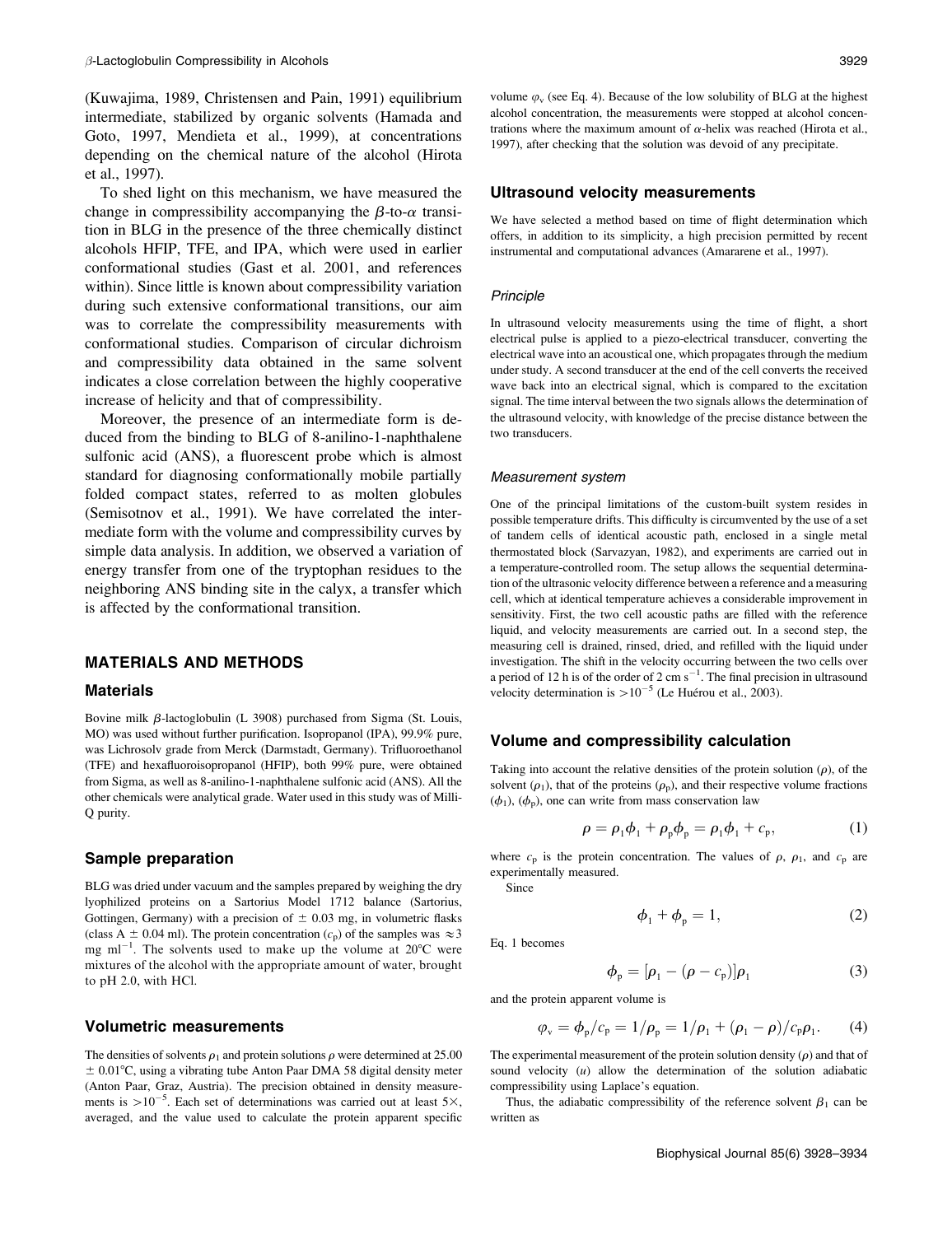(Kuwajima, 1989, Christensen and Pain, 1991) equilibrium intermediate, stabilized by organic solvents (Hamada and Goto, 1997, Mendieta et al., 1999), at concentrations depending on the chemical nature of the alcohol (Hirota et al., 1997).

To shed light on this mechanism, we have measured the change in compressibility accompanying the $\beta$-to-$\alpha$ transition in BLG in the presence of the three chemically distinct alcohols HFIP, TFE, and IPA, which were used in earlier conformational studies (Gast et al. 2001, and references within). Since little is known about compressibility variation during such extensive conformational transitions, our aim was to correlate the compressibility measurements with conformational studies. Comparison of circular dichroism and compressibility data obtained in the same solvent indicates a close correlation between the highly cooperative increase of helicity and that of compressibility.

Moreover, the presence of an intermediate form is deduced from the binding to BLG of 8-anilino-1-naphthalene sulfonic acid (ANS), a fluorescent probe which is almost standard for diagnosing conformationally mobile partially folded compact states, referred to as molten globules (Semisotnov et al., 1991). We have correlated the intermediate form with the volume and compressibility curves by simple data analysis. In addition, we observed a variation of energy transfer from one of the tryptophan residues to the neighboring ANS binding site in the calyx, a transfer which is affected by the conformational transition.

## MATERIALS AND METHODS

### Materials

Bovine milk $\beta$-lactoglobulin (L 3908) purchased from Sigma (St. Louis, MO) was used without further purification. Isopropanol (IPA), 99.9% pure, was Lichrosolv grade from Merck (Darmstadt, Germany). Trifluoroethanol (TFE) and hexafluoroisopropanol (HFIP), both 99% pure, were obtained from Sigma, as well as 8-anilino-1-naphthalene sulfonic acid (ANS). All the other chemicals were analytical grade. Water used in this study was of Milli-Q purity.

### Sample preparation

BLG was dried under vacuum and the samples prepared by weighing the dry lyophilized proteins on a Sartorius Model 1712 balance (Sartorius, Gottingen, Germany) with a precision of $\pm$ 0.03 mg, in volumetric flasks (class A $\pm$ 0.04 ml). The protein concentration ($c_p$) of the samples was $\approx 3$ mg ml$^{-1}$. The solvents used to make up the volume at 20°C were mixtures of the alcohol with the appropriate amount of water, brought to pH 2.0, with HCl.

### Volumetric measurements

The densities of solvents $\rho_1$ and protein solutions $\rho$ were determined at 25.00 $\pm$ 0.01°C, using a vibrating tube Anton Paar DMA 58 digital density meter (Anton Paar, Graz, Austria). The precision obtained in density measurements is $>10^{-5}$. Each set of determinations was carried out at least 5×, averaged, and the value used to calculate the protein apparent specific volume $\varphi_v$ (see Eq. 4). Because of the low solubility of BLG at the highest alcohol concentration, the measurements were stopped at alcohol concentrations where the maximum amount of $\alpha$-helix was reached (Hirota et al., 1997), after checking that the solution was devoid of any precipitate.

### Ultrasound velocity measurements

We have selected a method based on time of flight determination which offers, in addition to its simplicity, a high precision permitted by recent instrumental and computational advances (Amararene et al., 1997).

#### *Principle*

In ultrasound velocity measurements using the time of flight, a short electrical pulse is applied to a piezo-electrical transducer, converting the electrical wave into an acoustical one, which propagates through the medium under study. A second transducer at the end of the cell converts the received wave back into an electrical signal, which is compared to the excitation signal. The time interval between the two signals allows the determination of the ultrasound velocity, with knowledge of the precise distance between the two transducers.

#### *Measurement system*

One of the principal limitations of the custom-built system resides in possible temperature drifts. This difficulty is circumvented by the use of a set of tandem cells of identical acoustic path, enclosed in a single metal thermostated block (Sarvazyan, 1982), and experiments are carried out in a temperature-controlled room. The setup allows the sequential determination of the ultrasonic velocity difference between a reference and a measuring cell, which at identical temperature achieves a considerable improvement in sensitivity. First, the two cell acoustic paths are filled with the reference liquid, and velocity measurements are carried out. In a second step, the measuring cell is drained, rinsed, dried, and refilled with the liquid under investigation. The shift in the velocity occurring between the two cells over a period of 12 h is of the order of 2 cm s$^{-1}$. The final precision in ultrasound velocity determination is $>10^{-5}$ (Le Huérou et al., 2003).

### Volume and compressibility calculation

Taking into account the relative densities of the protein solution ($\rho$), of the solvent ($\rho_1$), that of the proteins ($\rho_p$), and their respective volume fractions ($\phi_1$), ($\phi_p$), one can write from mass conservation law

$$\rho = \rho_1\phi_1 + \rho_p\phi_p = \rho_1\phi_1 + c_p, \tag{1}$$

where $c_p$ is the protein concentration. The values of $\rho$, $\rho_1$, and $c_p$ are experimentally measured.

Since

$$\phi_1 + \phi_p = 1, \tag{2}$$

Eq. 1 becomes

$$\phi_p = [\rho_1 - (\rho - c_p)]\rho_1 \tag{3}$$

and the protein apparent volume is

$$\varphi_v = \phi_p/c_p = 1/\rho_p = 1/\rho_1 + (\rho_1 - \rho)/c_p\rho_1. \tag{4}$$

The experimental measurement of the protein solution density ($\rho$) and that of sound velocity ($u$) allow the determination of the solution adiabatic compressibility using Laplace's equation.

Thus, the adiabatic compressibility of the reference solvent $\beta_1$ can be written as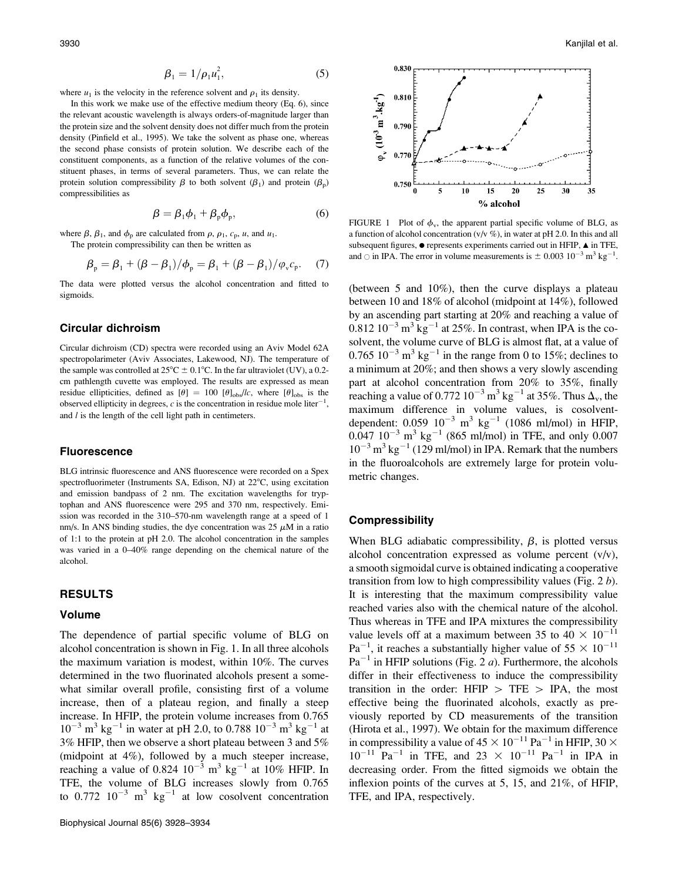$$\beta_1 = 1/\rho_1 u_1^2, \qquad (5)$$

where $u_1$ is the velocity in the reference solvent and $\rho_1$ its density.

In this work we make use of the effective medium theory (Eq. 6), since the relevant acoustic wavelength is always orders-of-magnitude larger than the protein size and the solvent density does not differ much from the protein density (Pinfield et al., 1995). We take the solvent as phase one, whereas the second phase consists of protein solution. We describe each of the constituent components, as a function of the relative volumes of the constituent phases, in terms of several parameters. Thus, we can relate the protein solution compressibility $\beta$ to both solvent ($\beta_1$) and protein ($\beta_p$) compressibilities as

$$\beta = \beta_1 \phi_1 + \beta_p \phi_p, \qquad (6)$$

where $\beta$, $\beta_1$, and $\phi_p$ are calculated from $\rho$, $\rho_1$, $c_p$, $u$, and $u_1$.

The protein compressibility can then be written as

$$\beta_p = \beta_1 + (\beta - \beta_1)/\phi_p = \beta_1 + (\beta - \beta_1)/\varphi_v c_p. \qquad (7)$$

The data were plotted versus the alcohol concentration and fitted to sigmoids.

### Circular dichroism

Circular dichroism (CD) spectra were recorded using an Aviv Model 62A spectropolarimeter (Aviv Associates, Lakewood, NJ). The temperature of the sample was controlled at 25°C ± 0.1°C. In the far ultraviolet (UV), a 0.2-cm pathlength cuvette was employed. The results are expressed as mean residue ellipticities, defined as $[\theta] = 100\ [\theta]_{obs}/lc$, where $[\theta]_{obs}$ is the observed ellipticity in degrees, $c$ is the concentration in residue mole liter$^{-1}$, and $l$ is the length of the cell light path in centimeters.

### Fluorescence

BLG intrinsic fluorescence and ANS fluorescence were recorded on a Spex spectrofluorimeter (Instruments SA, Edison, NJ) at 22°C, using excitation and emission bandpass of 2 nm. The excitation wavelengths for tryptophan and ANS fluorescence were 295 and 370 nm, respectively. Emission was recorded in the 310–570-nm wavelength range at a speed of 1 nm/s. In ANS binding studies, the dye concentration was 25 $\mu$M in a ratio of 1:1 to the protein at pH 2.0. The alcohol concentration in the samples was varied in a 0–40% range depending on the chemical nature of the alcohol.

## RESULTS

### Volume

The dependence of partial specific volume of BLG on alcohol concentration is shown in Fig. 1. In all three alcohols the maximum variation is modest, within 10%. The curves determined in the two fluorinated alcohols present a somewhat similar overall profile, consisting first of a volume increase, then of a plateau region, and finally a steep increase. In HFIP, the protein volume increases from 0.765 $10^{-3}$ m$^3$ kg$^{-1}$ in water at pH 2.0, to 0.788 $10^{-3}$ m$^3$ kg$^{-1}$ at 3% HFIP, then we observe a short plateau between 3 and 5% (midpoint at 4%), followed by a much steeper increase, reaching a value of 0.824 $10^{-3}$ m$^3$ kg$^{-1}$ at 10% HFIP. In TFE, the volume of BLG increases slowly from 0.765 to 0.772 $10^{-3}$ m$^3$ kg$^{-1}$ at low cosolvent concentration (between 5 and 10%), then the curve displays a plateau between 10 and 18% of alcohol (midpoint at 14%), followed by an ascending part starting at 20% and reaching a value of 0.812 $10^{-3}$ m$^3$ kg$^{-1}$ at 25%. In contrast, when IPA is the cosolvent, the volume curve of BLG is almost flat, at a value of 0.765 $10^{-3}$ m$^3$ kg$^{-1}$ in the range from 0 to 15%; declines to a minimum at 20%; and then shows a very slowly ascending part at alcohol concentration from 20% to 35%, finally reaching a value of 0.772 $10^{-3}$ m$^3$ kg$^{-1}$ at 35%. Thus $\Delta_v$, the maximum difference in volume values, is cosolvent-dependent: 0.059 $10^{-3}$ m$^3$ kg$^{-1}$ (1086 ml/mol) in HFIP, 0.047 $10^{-3}$ m$^3$ kg$^{-1}$ (865 ml/mol) in TFE, and only 0.007 $10^{-3}$ m$^3$ kg$^{-1}$ (129 ml/mol) in IPA. Remark that the numbers in the fluoroalcohols are extremely large for protein volumetric changes.

FIGURE 1 Plot of $\phi_v$, the apparent partial specific volume of BLG, as a function of alcohol concentration (v/v %), in water at pH 2.0. In this and all subsequent figures, ● represents experiments carried out in HFIP, ▲ in TFE, and ○ in IPA. The error in volume measurements is ± 0.003 $10^{-3}$ m$^3$ kg$^{-1}$.

### Compressibility

When BLG adiabatic compressibility, $\beta$, is plotted versus alcohol concentration expressed as volume percent (v/v), a smooth sigmoidal curve is obtained indicating a cooperative transition from low to high compressibility values (Fig. 2 *b*). It is interesting that the maximum compressibility value reached varies also with the chemical nature of the alcohol. Thus whereas in TFE and IPA mixtures the compressibility value levels off at a maximum between 35 to 40 × $10^{-11}$ Pa$^{-1}$, it reaches a substantially higher value of 55 × $10^{-11}$ Pa$^{-1}$ in HFIP solutions (Fig. 2 *a*). Furthermore, the alcohols differ in their effectiveness to induce the compressibility transition in the order: HFIP > TFE > IPA, the most effective being the fluorinated alcohols, exactly as previously reported by CD measurements of the transition (Hirota et al., 1997). We obtain for the maximum difference in compressibility a value of 45 × $10^{-11}$ Pa$^{-1}$ in HFIP, 30 × $10^{-11}$ Pa$^{-1}$ in TFE, and 23 × $10^{-11}$ Pa$^{-1}$ in IPA in decreasing order. From the fitted sigmoids we obtain the inflexion points of the curves at 5, 15, and 21%, of HFIP, TFE, and IPA, respectively.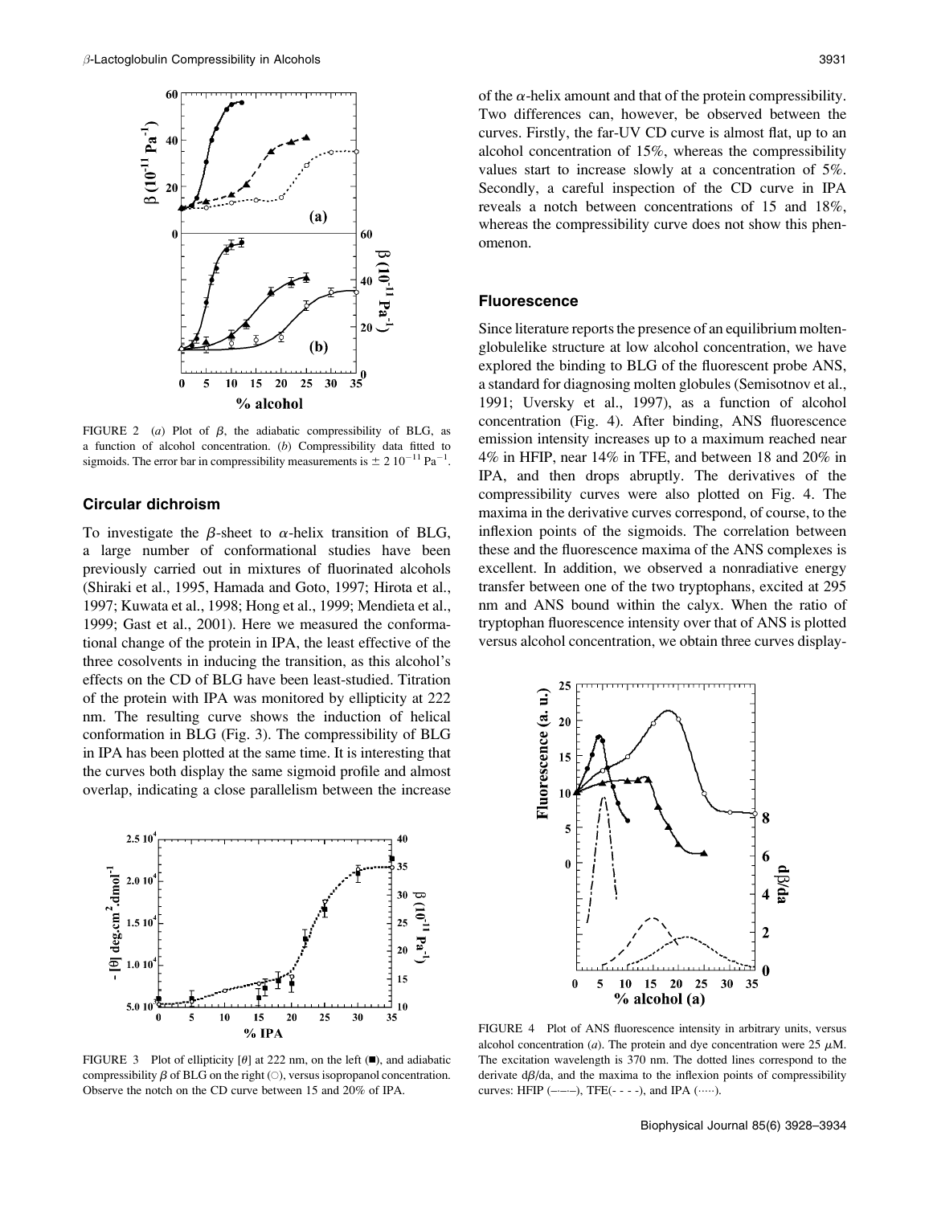FIGURE 2 (*a*) Plot of $\beta$, the adiabatic compressibility of BLG, as a function of alcohol concentration. (*b*) Compressibility data fitted to sigmoids. The error bar in compressibility measurements is $\pm$ 2 $10^{-11}$ $Pa^{-1}$.

### Circular dichroism

To investigate the $\beta$-sheet to $\alpha$-helix transition of BLG, a large number of conformational studies have been previously carried out in mixtures of fluorinated alcohols (Shiraki et al., 1995, Hamada and Goto, 1997; Hirota et al., 1997; Kuwata et al., 1998; Hong et al., 1999; Mendieta et al., 1999; Gast et al., 2001). Here we measured the conformational change of the protein in IPA, the least effective of the three cosolvents in inducing the transition, as this alcohol's effects on the CD of BLG have been least-studied. Titration of the protein with IPA was monitored by ellipticity at 222 nm. The resulting curve shows the induction of helical conformation in BLG (Fig. 3). The compressibility of BLG in IPA has been plotted at the same time. It is interesting that the curves both display the same sigmoid profile and almost overlap, indicating a close parallelism between the increase of the $\alpha$-helix amount and that of the protein compressibility. Two differences can, however, be observed between the curves. Firstly, the far-UV CD curve is almost flat, up to an alcohol concentration of 15%, whereas the compressibility values start to increase slowly at a concentration of 5%. Secondly, a careful inspection of the CD curve in IPA reveals a notch between concentrations of 15 and 18%, whereas the compressibility curve does not show this phenomenon.

FIGURE 3 Plot of ellipticity [$\theta$] at 222 nm, on the left (■), and adiabatic compressibility $\beta$ of BLG on the right (○), versus isopropanol concentration. Observe the notch on the CD curve between 15 and 20% of IPA.

### Fluorescence

Since literature reports the presence of an equilibrium molten-globulelike structure at low alcohol concentration, we have explored the binding to BLG of the fluorescent probe ANS, a standard for diagnosing molten globules (Semisotnov et al., 1991; Uversky et al., 1997), as a function of alcohol concentration (Fig. 4). After binding, ANS fluorescence emission intensity increases up to a maximum reached near 4% in HFIP, near 14% in TFE, and between 18 and 20% in IPA, and then drops abruptly. The derivatives of the compressibility curves were also plotted on Fig. 4. The maxima in the derivative curves correspond, of course, to the inflexion points of the sigmoids. The correlation between these and the fluorescence maxima of the ANS complexes is excellent. In addition, we observed a nonradiative energy transfer between one of the two tryptophans, excited at 295 nm and ANS bound within the calyx. When the ratio of tryptophan fluorescence intensity over that of ANS is plotted versus alcohol concentration, we obtain three curves display-

FIGURE 4 Plot of ANS fluorescence intensity in arbitrary units, versus alcohol concentration (*a*). The protein and dye concentration were 25 $\mu$M. The excitation wavelength is 370 nm. The dotted lines correspond to the derivate $d\beta/da$, and the maxima to the inflexion points of compressibility curves: HFIP (–·–·–), TFE(- - - -), and IPA (·····).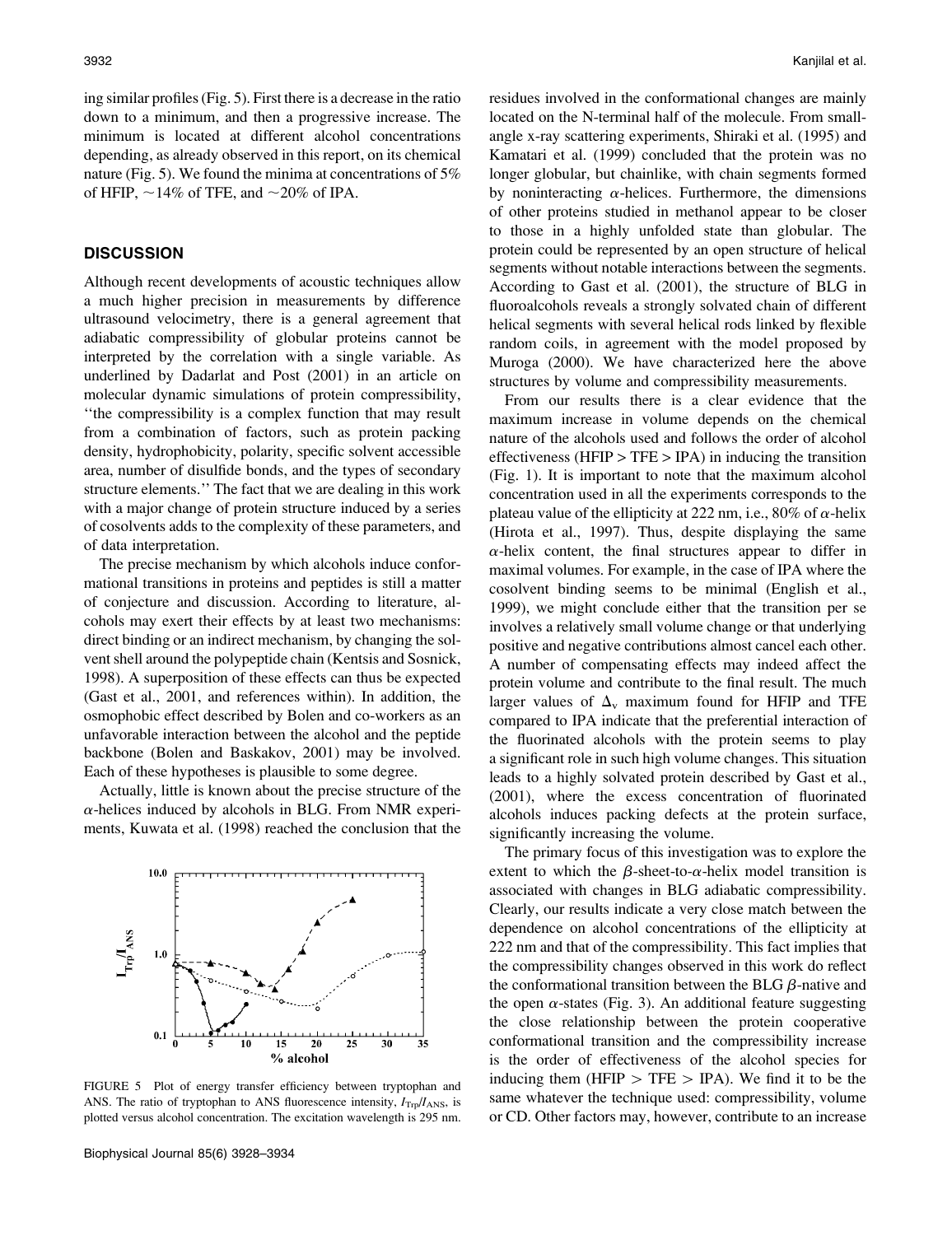ing similar profiles (Fig. 5). First there is a decrease in the ratio down to a minimum, and then a progressive increase. The minimum is located at different alcohol concentrations depending, as already observed in this report, on its chemical nature (Fig. 5). We found the minima at concentrations of 5% of HFIP, ~14% of TFE, and ~20% of IPA.

## DISCUSSION

Although recent developments of acoustic techniques allow a much higher precision in measurements by difference ultrasound velocimetry, there is a general agreement that adiabatic compressibility of globular proteins cannot be interpreted by the correlation with a single variable. As underlined by Dadarlat and Post (2001) in an article on molecular dynamic simulations of protein compressibility, "the compressibility is a complex function that may result from a combination of factors, such as protein packing density, hydrophobicity, polarity, specific solvent accessible area, number of disulfide bonds, and the types of secondary structure elements." The fact that we are dealing in this work with a major change of protein structure induced by a series of cosolvents adds to the complexity of these parameters, and of data interpretation.

The precise mechanism by which alcohols induce conformational transitions in proteins and peptides is still a matter of conjecture and discussion. According to literature, alcohols may exert their effects by at least two mechanisms: direct binding or an indirect mechanism, by changing the solvent shell around the polypeptide chain (Kentsis and Sosnick, 1998). A superposition of these effects can thus be expected (Gast et al., 2001, and references within). In addition, the osmophobic effect described by Bolen and co-workers as an unfavorable interaction between the alcohol and the peptide backbone (Bolen and Baskakov, 2001) may be involved. Each of these hypotheses is plausible to some degree.

Actually, little is known about the precise structure of the $\alpha$-helices induced by alcohols in BLG. From NMR experiments, Kuwata et al. (1998) reached the conclusion that the residues involved in the conformational changes are mainly located on the N-terminal half of the molecule. From small-angle x-ray scattering experiments, Shiraki et al. (1995) and Kamatari et al. (1999) concluded that the protein was no longer globular, but chainlike, with chain segments formed by noninteracting $\alpha$-helices. Furthermore, the dimensions of other proteins studied in methanol appear to be closer to those in a highly unfolded state than globular. The protein could be represented by an open structure of helical segments without notable interactions between the segments. According to Gast et al. (2001), the structure of BLG in fluoroalcohols reveals a strongly solvated chain of different helical segments with several helical rods linked by flexible random coils, in agreement with the model proposed by Muroga (2000). We have characterized here the above structures by volume and compressibility measurements.

FIGURE 5 Plot of energy transfer efficiency between tryptophan and ANS. The ratio of tryptophan to ANS fluorescence intensity, $I_{Trp}/I_{ANS}$, is plotted versus alcohol concentration. The excitation wavelength is 295 nm.

From our results there is a clear evidence that the maximum increase in volume depends on the chemical nature of the alcohols used and follows the order of alcohol effectiveness (HFIP > TFE > IPA) in inducing the transition (Fig. 1). It is important to note that the maximum alcohol concentration used in all the experiments corresponds to the plateau value of the ellipticity at 222 nm, i.e., 80% of $\alpha$-helix (Hirota et al., 1997). Thus, despite displaying the same $\alpha$-helix content, the final structures appear to differ in maximal volumes. For example, in the case of IPA where the cosolvent binding seems to be minimal (English et al., 1999), we might conclude either that the transition per se involves a relatively small volume change or that underlying positive and negative contributions almost cancel each other. A number of compensating effects may indeed affect the protein volume and contribute to the final result. The much larger values of $\Delta_v$ maximum found for HFIP and TFE compared to IPA indicate that the preferential interaction of the fluorinated alcohols with the protein seems to play a significant role in such high volume changes. This situation leads to a highly solvated protein described by Gast et al., (2001), where the excess concentration of fluorinated alcohols induces packing defects at the protein surface, significantly increasing the volume.

The primary focus of this investigation was to explore the extent to which the $\beta$-sheet-to-$\alpha$-helix model transition is associated with changes in BLG adiabatic compressibility. Clearly, our results indicate a very close match between the dependence on alcohol concentrations of the ellipticity at 222 nm and that of the compressibility. This fact implies that the compressibility changes observed in this work do reflect the conformational transition between the BLG $\beta$-native and the open $\alpha$-states (Fig. 3). An additional feature suggesting the close relationship between the protein cooperative conformational transition and the compressibility increase is the order of effectiveness of the alcohol species for inducing them (HFIP > TFE > IPA). We find it to be the same whatever the technique used: compressibility, volume or CD. Other factors may, however, contribute to an increase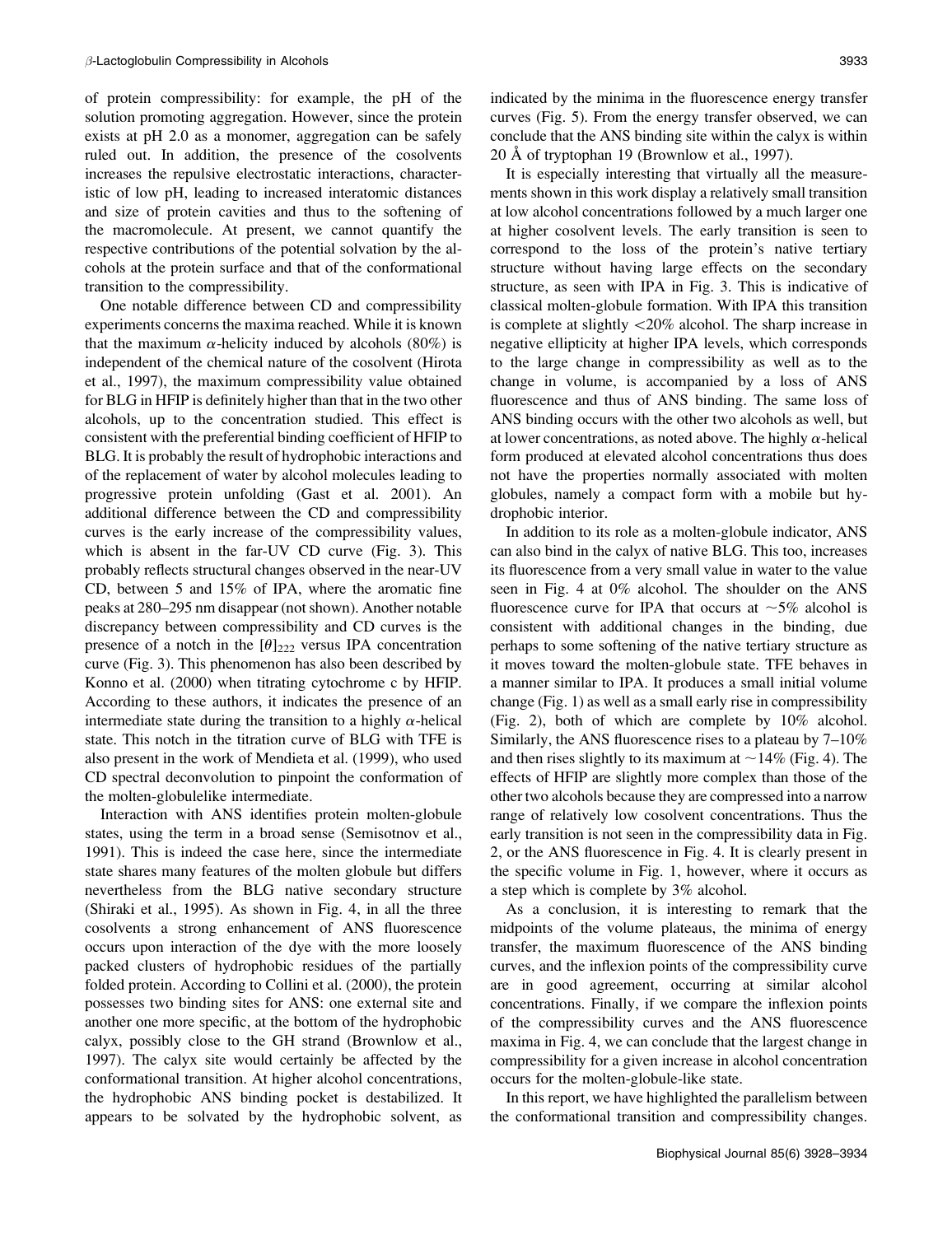of protein compressibility: for example, the pH of the solution promoting aggregation. However, since the protein exists at pH 2.0 as a monomer, aggregation can be safely ruled out. In addition, the presence of the cosolvents increases the repulsive electrostatic interactions, characteristic of low pH, leading to increased interatomic distances and size of protein cavities and thus to the softening of the macromolecule. At present, we cannot quantify the respective contributions of the potential solvation by the alcohols at the protein surface and that of the conformational transition to the compressibility.

One notable difference between CD and compressibility experiments concerns the maxima reached. While it is known that the maximum $\alpha$-helicity induced by alcohols (80%) is independent of the chemical nature of the cosolvent (Hirota et al., 1997), the maximum compressibility value obtained for BLG in HFIP is definitely higher than that in the two other alcohols, up to the concentration studied. This effect is consistent with the preferential binding coefficient of HFIP to BLG. It is probably the result of hydrophobic interactions and of the replacement of water by alcohol molecules leading to progressive protein unfolding (Gast et al. 2001). An additional difference between the CD and compressibility curves is the early increase of the compressibility values, which is absent in the far-UV CD curve (Fig. 3). This probably reflects structural changes observed in the near-UV CD, between 5 and 15% of IPA, where the aromatic fine peaks at 280–295 nm disappear (not shown). Another notable discrepancy between compressibility and CD curves is the presence of a notch in the $[\theta]_{222}$ versus IPA concentration curve (Fig. 3). This phenomenon has also been described by Konno et al. (2000) when titrating cytochrome c by HFIP. According to these authors, it indicates the presence of an intermediate state during the transition to a highly $\alpha$-helical state. This notch in the titration curve of BLG with TFE is also present in the work of Mendieta et al. (1999), who used CD spectral deconvolution to pinpoint the conformation of the molten-globulelike intermediate.

Interaction with ANS identifies protein molten-globule states, using the term in a broad sense (Semisotnov et al., 1991). This is indeed the case here, since the intermediate state shares many features of the molten globule but differs nevertheless from the BLG native secondary structure (Shiraki et al., 1995). As shown in Fig. 4, in all the three cosolvents a strong enhancement of ANS fluorescence occurs upon interaction of the dye with the more loosely packed clusters of hydrophobic residues of the partially folded protein. According to Collini et al. (2000), the protein possesses two binding sites for ANS: one external site and another one more specific, at the bottom of the hydrophobic calyx, possibly close to the GH strand (Brownlow et al., 1997). The calyx site would certainly be affected by the conformational transition. At higher alcohol concentrations, the hydrophobic ANS binding pocket is destabilized. It appears to be solvated by the hydrophobic solvent, as indicated by the minima in the fluorescence energy transfer curves (Fig. 5). From the energy transfer observed, we can conclude that the ANS binding site within the calyx is within 20 Å of tryptophan 19 (Brownlow et al., 1997).

It is especially interesting that virtually all the measurements shown in this work display a relatively small transition at low alcohol concentrations followed by a much larger one at higher cosolvent levels. The early transition is seen to correspond to the loss of the protein's native tertiary structure without having large effects on the secondary structure, as seen with IPA in Fig. 3. This is indicative of classical molten-globule formation. With IPA this transition is complete at slightly <20% alcohol. The sharp increase in negative ellipticity at higher IPA levels, which corresponds to the large change in compressibility as well as to the change in volume, is accompanied by a loss of ANS fluorescence and thus of ANS binding. The same loss of ANS binding occurs with the other two alcohols as well, but at lower concentrations, as noted above. The highly $\alpha$-helical form produced at elevated alcohol concentrations thus does not have the properties normally associated with molten globules, namely a compact form with a mobile but hydrophobic interior.

In addition to its role as a molten-globule indicator, ANS can also bind in the calyx of native BLG. This too, increases its fluorescence from a very small value in water to the value seen in Fig. 4 at 0% alcohol. The shoulder on the ANS fluorescence curve for IPA that occurs at ~5% alcohol is consistent with additional changes in the binding, due perhaps to some softening of the native tertiary structure as it moves toward the molten-globule state. TFE behaves in a manner similar to IPA. It produces a small initial volume change (Fig. 1) as well as a small early rise in compressibility (Fig. 2), both of which are complete by 10% alcohol. Similarly, the ANS fluorescence rises to a plateau by 7–10% and then rises slightly to its maximum at ~14% (Fig. 4). The effects of HFIP are slightly more complex than those of the other two alcohols because they are compressed into a narrow range of relatively low cosolvent concentrations. Thus the early transition is not seen in the compressibility data in Fig. 2, or the ANS fluorescence in Fig. 4. It is clearly present in the specific volume in Fig. 1, however, where it occurs as a step which is complete by 3% alcohol.

As a conclusion, it is interesting to remark that the midpoints of the volume plateaus, the minima of energy transfer, the maximum fluorescence of the ANS binding curves, and the inflexion points of the compressibility curve are in good agreement, occurring at similar alcohol concentrations. Finally, if we compare the inflexion points of the compressibility curves and the ANS fluorescence maxima in Fig. 4, we can conclude that the largest change in compressibility for a given increase in alcohol concentration occurs for the molten-globule-like state.

In this report, we have highlighted the parallelism between the conformational transition and compressibility changes.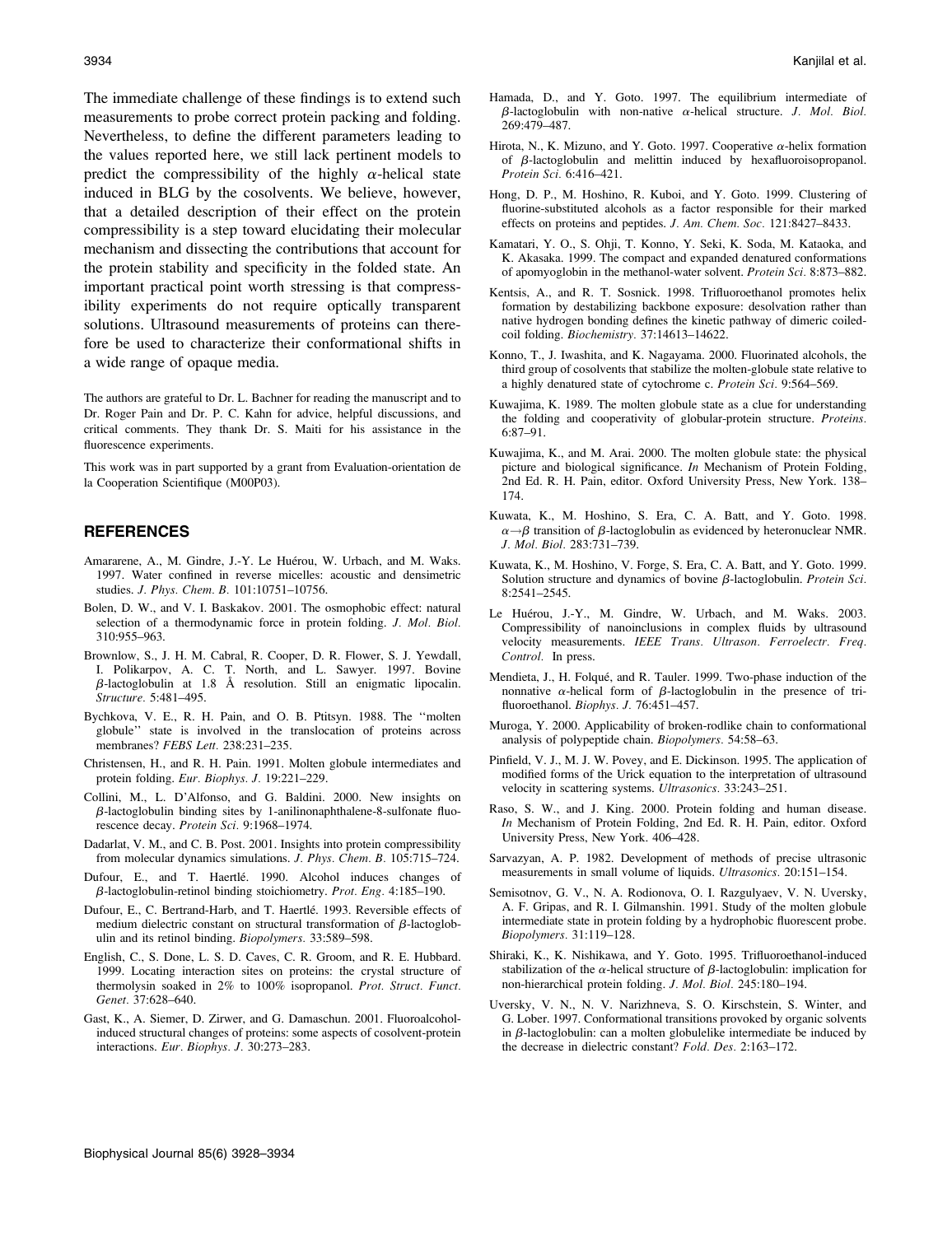The immediate challenge of these findings is to extend such measurements to probe correct protein packing and folding. Nevertheless, to define the different parameters leading to the values reported here, we still lack pertinent models to predict the compressibility of the highly $\alpha$-helical state induced in BLG by the cosolvents. We believe, however, that a detailed description of their effect on the protein compressibility is a step toward elucidating their molecular mechanism and dissecting the contributions that account for the protein stability and specificity in the folded state. An important practical point worth stressing is that compressibility experiments do not require optically transparent solutions. Ultrasound measurements of proteins can therefore be used to characterize their conformational shifts in a wide range of opaque media.

The authors are grateful to Dr. L. Bachner for reading the manuscript and to Dr. Roger Pain and Dr. P. C. Kahn for advice, helpful discussions, and critical comments. They thank Dr. S. Maiti for his assistance in the fluorescence experiments.

This work was in part supported by a grant from Evaluation-orientation de la Cooperation Scientifique (M00P03).

## REFERENCES

Amararene, A., M. Gindre, J.-Y. Le Huérou, W. Urbach, and M. Waks. 1997. Water confined in reverse micelles: acoustic and densimetric studies. *J. Phys. Chem. B.* 101:10751–10756.

Bolen, D. W., and V. I. Baskakov. 2001. The osmophobic effect: natural selection of a thermodynamic force in protein folding. *J. Mol. Biol.* 310:955–963.

Brownlow, S., J. H. M. Cabral, R. Cooper, D. R. Flower, S. J. Yewdall, I. Polikarpov, A. C. T. North, and L. Sawyer. 1997. Bovine $\beta$-lactoglobulin at 1.8 Å resolution. Still an enigmatic lipocalin. *Structure.* 5:481–495.

Bychkova, V. E., R. H. Pain, and O. B. Ptitsyn. 1988. The ''molten globule'' state is involved in the translocation of proteins across membranes? *FEBS Lett.* 238:231–235.

Christensen, H., and R. H. Pain. 1991. Molten globule intermediates and protein folding. *Eur. Biophys. J.* 19:221–229.

Collini, M., L. D'Alfonso, and G. Baldini. 2000. New insights on $\beta$-lactoglobulin binding sites by 1-anilinonaphthalene-8-sulfonate fluorescence decay. *Protein Sci.* 9:1968–1974.

Dadarlat, V. M., and C. B. Post. 2001. Insights into protein compressibility from molecular dynamics simulations. *J. Phys. Chem. B.* 105:715–724.

Dufour, E., and T. Haertlé. 1990. Alcohol induces changes of $\beta$-lactoglobulin-retinol binding stoichiometry. *Prot. Eng.* 4:185–190.

Dufour, E., C. Bertrand-Harb, and T. Haertlé. 1993. Reversible effects of medium dielectric constant on structural transformation of $\beta$-lactoglobulin and its retinol binding. *Biopolymers.* 33:589–598.

English, C., S. Done, L. S. D. Caves, C. R. Groom, and R. E. Hubbard. 1999. Locating interaction sites on proteins: the crystal structure of thermolysin soaked in 2% to 100% isopropanol. *Prot. Struct. Funct. Genet.* 37:628–640.

Gast, K., A. Siemer, D. Zirwer, and G. Damaschun. 2001. Fluoroalcohol-induced structural changes of proteins: some aspects of cosolvent-protein interactions. *Eur. Biophys. J.* 30:273–283.

Hamada, D., and Y. Goto. 1997. The equilibrium intermediate of $\beta$-lactoglobulin with non-native $\alpha$-helical structure. *J. Mol. Biol.* 269:479–487.

Hirota, N., K. Mizuno, and Y. Goto. 1997. Cooperative $\alpha$-helix formation of $\beta$-lactoglobulin and melittin induced by hexafluoroisopropanol. *Protein Sci.* 6:416–421.

Hong, D. P., M. Hoshino, R. Kuboi, and Y. Goto. 1999. Clustering of fluorine-substituted alcohols as a factor responsible for their marked effects on proteins and peptides. *J. Am. Chem. Soc.* 121:8427–8433.

Kamatari, Y. O., S. Ohji, T. Konno, Y. Seki, K. Soda, M. Kataoka, and K. Akasaka. 1999. The compact and expanded denatured conformations of apomyoglobin in the methanol-water solvent. *Protein Sci.* 8:873–882.

Kentsis, A., and R. T. Sosnick. 1998. Trifluoroethanol promotes helix formation by destabilizing backbone exposure: desolvation rather than native hydrogen bonding defines the kinetic pathway of dimeric coiled-coil folding. *Biochemistry.* 37:14613–14622.

Konno, T., J. Iwashita, and K. Nagayama. 2000. Fluorinated alcohols, the third group of cosolvents that stabilize the molten-globule state relative to a highly denatured state of cytochrome c. *Protein Sci.* 9:564–569.

Kuwajima, K. 1989. The molten globule state as a clue for understanding the folding and cooperativity of globular-protein structure. *Proteins.* 6:87–91.

Kuwajima, K., and M. Arai. 2000. The molten globule state: the physical picture and biological significance. *In* Mechanism of Protein Folding, 2nd Ed. R. H. Pain, editor. Oxford University Press, New York. 138–174.

Kuwata, K., M. Hoshino, S. Era, C. A. Batt, and Y. Goto. 1998. $\alpha \rightarrow \beta$ transition of $\beta$-lactoglobulin as evidenced by heteronuclear NMR. *J. Mol. Biol.* 283:731–739.

Kuwata, K., M. Hoshino, V. Forge, S. Era, C. A. Batt, and Y. Goto. 1999. Solution structure and dynamics of bovine $\beta$-lactoglobulin. *Protein Sci.* 8:2541–2545.

Le Huérou, J.-Y., M. Gindre, W. Urbach, and M. Waks. 2003. Compressibility of nanoinclusions in complex fluids by ultrasound velocity measurements. *IEEE Trans. Ultrason. Ferroelectr. Freq. Control.* In press.

Mendieta, J., H. Folqué, and R. Tauler. 1999. Two-phase induction of the nonnative $\alpha$-helical form of $\beta$-lactoglobulin in the presence of trifluoroethanol. *Biophys. J.* 76:451–457.

Muroga, Y. 2000. Applicability of broken-rodlike chain to conformational analysis of polypeptide chain. *Biopolymers.* 54:58–63.

Pinfield, V. J., M. J. W. Povey, and E. Dickinson. 1995. The application of modified forms of the Urick equation to the interpretation of ultrasound velocity in scattering systems. *Ultrasonics.* 33:243–251.

Raso, S. W., and J. King. 2000. Protein folding and human disease. *In* Mechanism of Protein Folding, 2nd Ed. R. H. Pain, editor. Oxford University Press, New York. 406–428.

Sarvazyan, A. P. 1982. Development of methods of precise ultrasonic measurements in small volume of liquids. *Ultrasonics.* 20:151–154.

Semisotnov, G. V., N. A. Rodionova, O. I. Razgulyaev, V. N. Uversky, A. F. Gripas, and R. I. Gilmanshin. 1991. Study of the molten globule intermediate state in protein folding by a hydrophobic fluorescent probe. *Biopolymers.* 31:119–128.

Shiraki, K., K. Nishikawa, and Y. Goto. 1995. Trifluoroethanol-induced stabilization of the $\alpha$-helical structure of $\beta$-lactoglobulin: implication for non-hierarchical protein folding. *J. Mol. Biol.* 245:180–194.

Uversky, V. N., N. V. Narizhneva, S. O. Kirschstein, S. Winter, and G. Lober. 1997. Conformational transitions provoked by organic solvents in $\beta$-lactoglobulin: can a molten globulelike intermediate be induced by the decrease in dielectric constant? *Fold. Des.* 2:163–172.